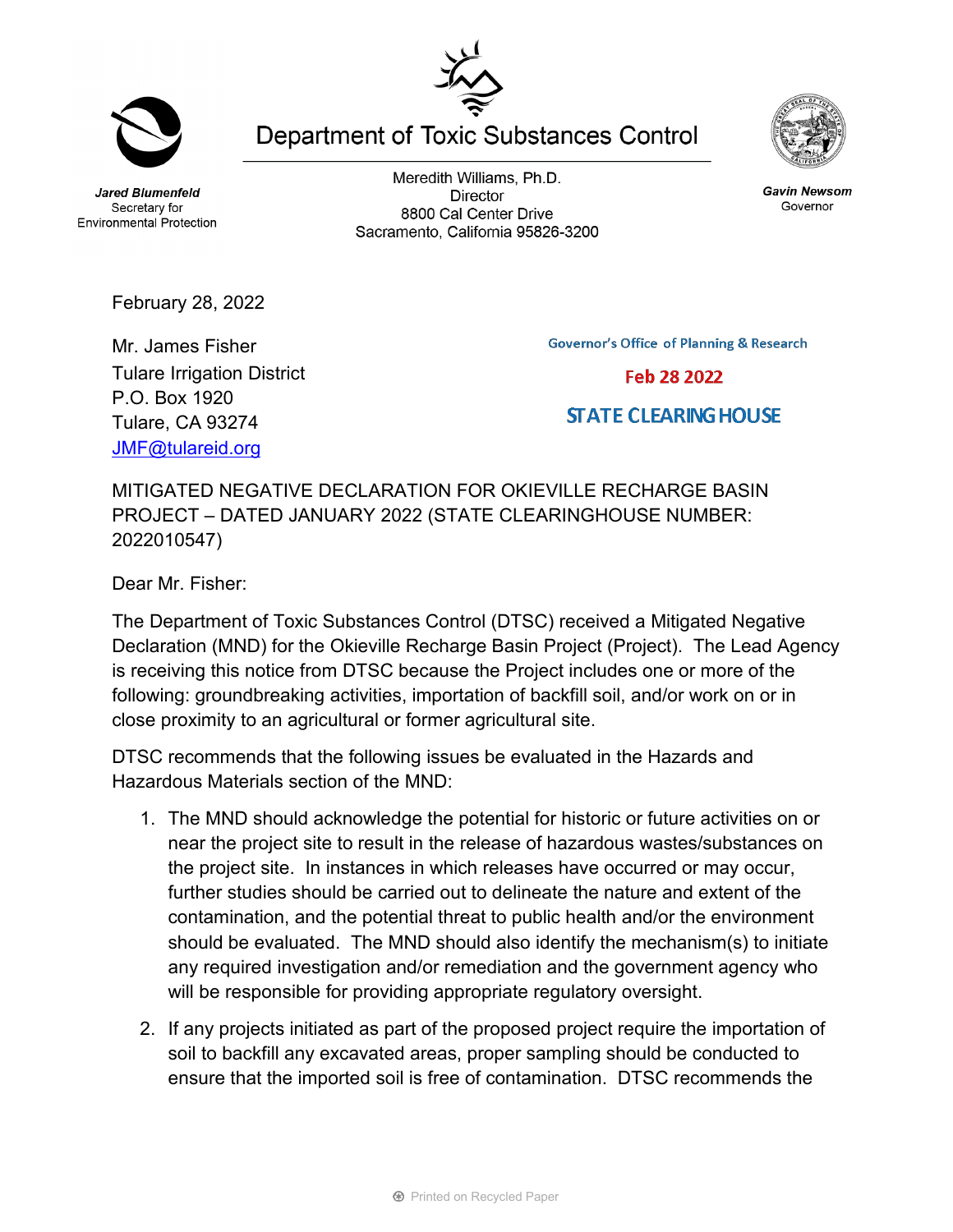Jared Blumenfeld
Secretary for
Environmental Protection

# Department of Toxic Substances Control

Meredith Williams, Ph.D.
Director
8800 Cal Center Drive
Sacramento, California 95826-3200

Gavin Newsom
Governor

February 28, 2022

Mr. James Fisher
Tulare Irrigation District
P.O. Box 1920
Tulare, CA 93274
JMF@tulareid.org

Governor's Office of Planning & Research
Feb 28 2022
STATE CLEARINGHOUSE

MITIGATED NEGATIVE DECLARATION FOR OKIEVILLE RECHARGE BASIN PROJECT – DATED JANUARY 2022 (STATE CLEARINGHOUSE NUMBER: 2022010547)

Dear Mr. Fisher:

The Department of Toxic Substances Control (DTSC) received a Mitigated Negative Declaration (MND) for the Okieville Recharge Basin Project (Project). The Lead Agency is receiving this notice from DTSC because the Project includes one or more of the following: groundbreaking activities, importation of backfill soil, and/or work on or in close proximity to an agricultural or former agricultural site.

DTSC recommends that the following issues be evaluated in the Hazards and Hazardous Materials section of the MND:

1. The MND should acknowledge the potential for historic or future activities on or near the project site to result in the release of hazardous wastes/substances on the project site. In instances in which releases have occurred or may occur, further studies should be carried out to delineate the nature and extent of the contamination, and the potential threat to public health and/or the environment should be evaluated. The MND should also identify the mechanism(s) to initiate any required investigation and/or remediation and the government agency who will be responsible for providing appropriate regulatory oversight.

2. If any projects initiated as part of the proposed project require the importation of soil to backfill any excavated areas, proper sampling should be conducted to ensure that the imported soil is free of contamination. DTSC recommends the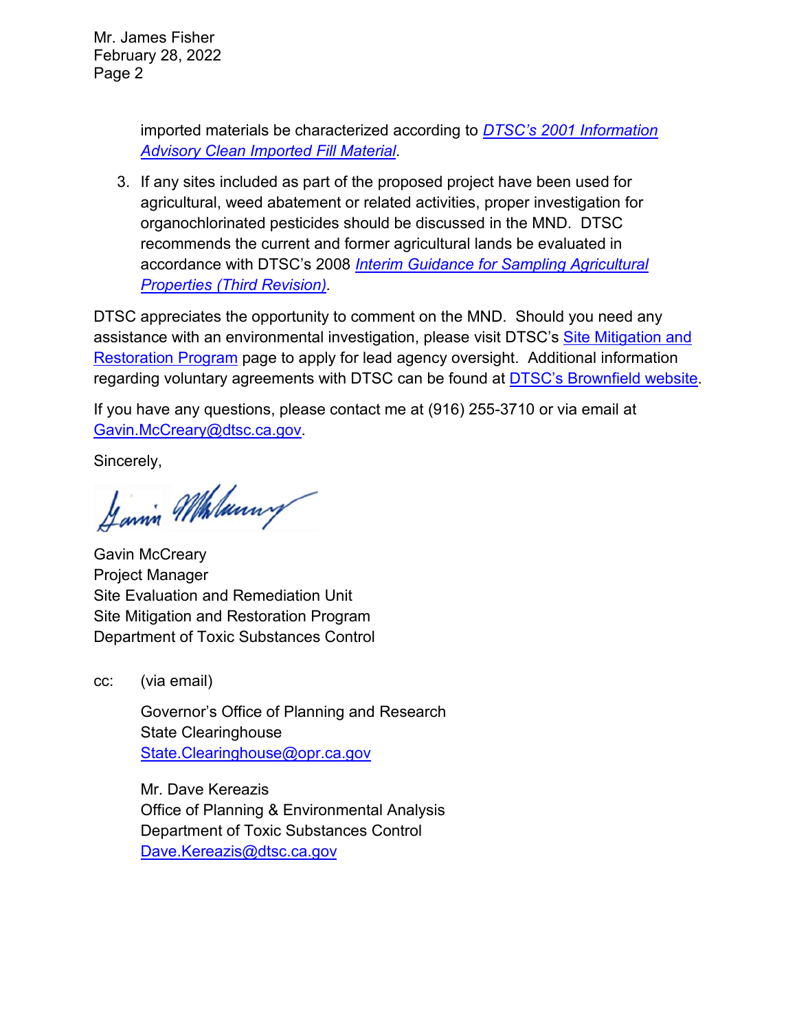imported materials be characterized according to *DTSC's 2001 Information Advisory Clean Imported Fill Material*.

3. If any sites included as part of the proposed project have been used for agricultural, weed abatement or related activities, proper investigation for organochlorinated pesticides should be discussed in the MND. DTSC recommends the current and former agricultural lands be evaluated in accordance with DTSC's 2008 *Interim Guidance for Sampling Agricultural Properties (Third Revision)*.

DTSC appreciates the opportunity to comment on the MND. Should you need any assistance with an environmental investigation, please visit DTSC's Site Mitigation and Restoration Program page to apply for lead agency oversight. Additional information regarding voluntary agreements with DTSC can be found at DTSC's Brownfield website.

If you have any questions, please contact me at (916) 255-3710 or via email at Gavin.McCreary@dtsc.ca.gov.

Sincerely,

Gavin McCreary
Project Manager
Site Evaluation and Remediation Unit
Site Mitigation and Restoration Program
Department of Toxic Substances Control

cc: (via email)

Governor's Office of Planning and Research
State Clearinghouse
State.Clearinghouse@opr.ca.gov

Mr. Dave Kereazis
Office of Planning & Environmental Analysis
Department of Toxic Substances Control
Dave.Kereazis@dtsc.ca.gov